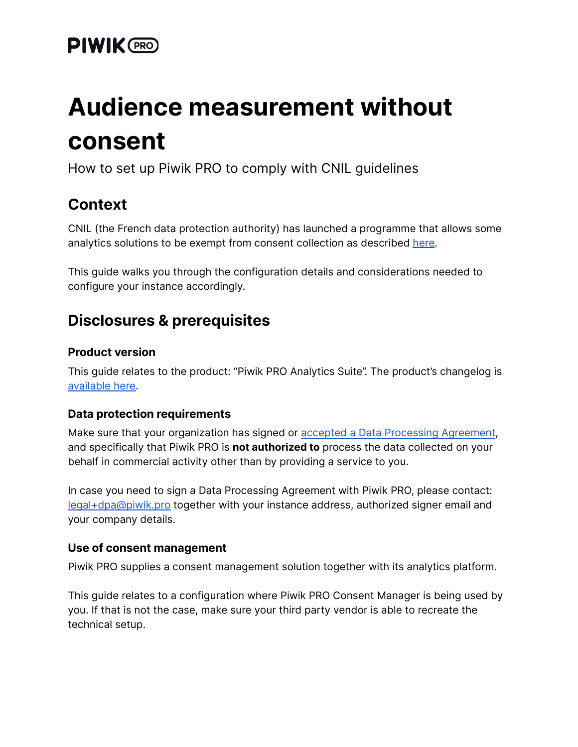PIWIK PRO

# Audience measurement without consent

How to set up Piwik PRO to comply with CNIL guidelines

## Context

CNIL (the French data protection authority) has launched a programme that allows some analytics solutions to be exempt from consent collection as described here.

This guide walks you through the configuration details and considerations needed to configure your instance accordingly.

## Disclosures & prerequisites

### Product version

This guide relates to the product: "Piwik PRO Analytics Suite". The product's changelog is available here.

### Data protection requirements

Make sure that your organization has signed or accepted a Data Processing Agreement, and specifically that Piwik PRO is **not authorized to** process the data collected on your behalf in commercial activity other than by providing a service to you.

In case you need to sign a Data Processing Agreement with Piwik PRO, please contact: legal+dpa@piwik.pro together with your instance address, authorized signer email and your company details.

### Use of consent management

Piwik PRO supplies a consent management solution together with its analytics platform.

This guide relates to a configuration where Piwik PRO Consent Manager is being used by you. If that is not the case, make sure your third party vendor is able to recreate the technical setup.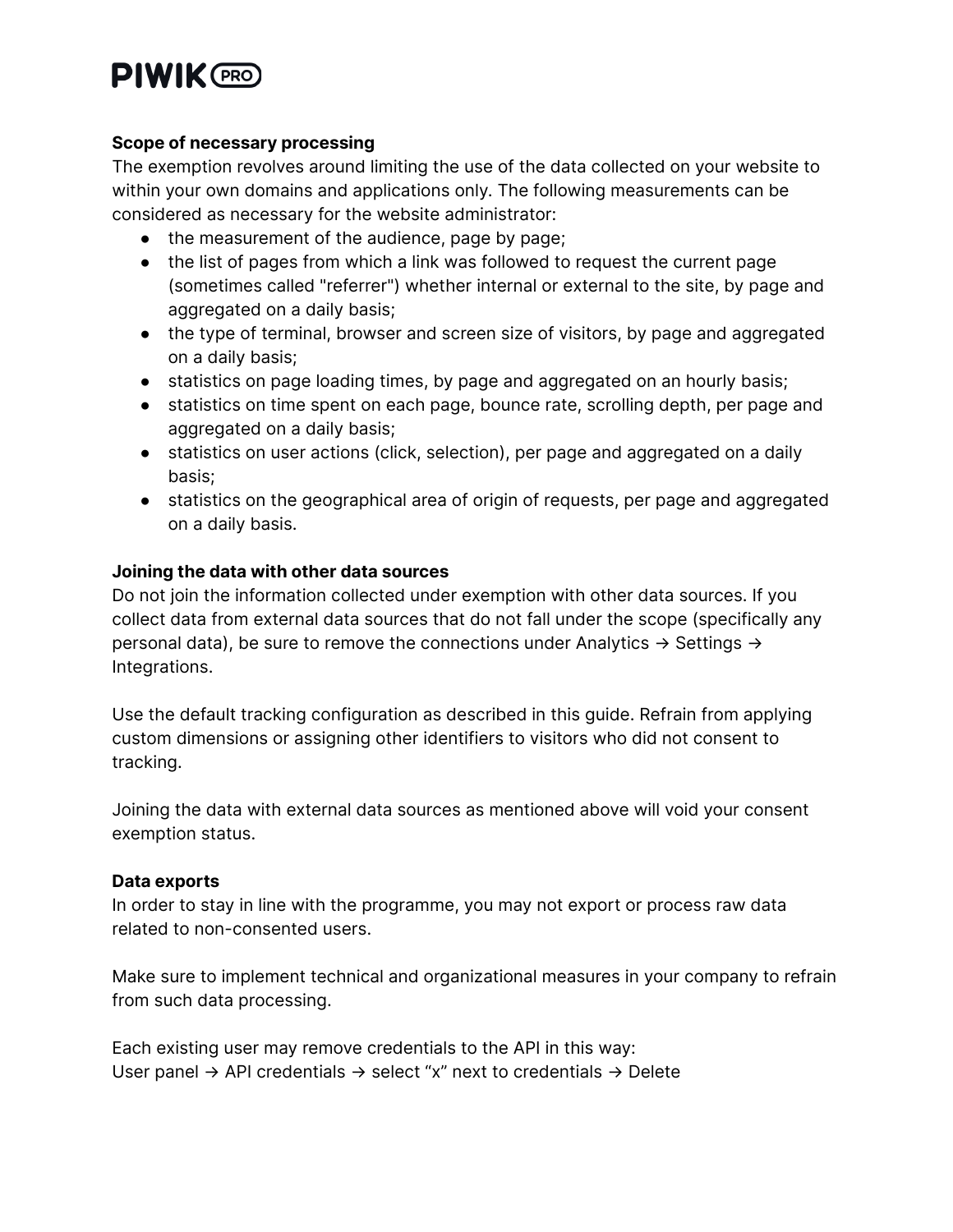**Scope of necessary processing**

The exemption revolves around limiting the use of the data collected on your website to within your own domains and applications only. The following measurements can be considered as necessary for the website administrator:

- the measurement of the audience, page by page;
- the list of pages from which a link was followed to request the current page (sometimes called "referrer") whether internal or external to the site, by page and aggregated on a daily basis;
- the type of terminal, browser and screen size of visitors, by page and aggregated on a daily basis;
- statistics on page loading times, by page and aggregated on an hourly basis;
- statistics on time spent on each page, bounce rate, scrolling depth, per page and aggregated on a daily basis;
- statistics on user actions (click, selection), per page and aggregated on a daily basis;
- statistics on the geographical area of origin of requests, per page and aggregated on a daily basis.

**Joining the data with other data sources**

Do not join the information collected under exemption with other data sources. If you collect data from external data sources that do not fall under the scope (specifically any personal data), be sure to remove the connections under Analytics → Settings → Integrations.

Use the default tracking configuration as described in this guide. Refrain from applying custom dimensions or assigning other identifiers to visitors who did not consent to tracking.

Joining the data with external data sources as mentioned above will void your consent exemption status.

**Data exports**

In order to stay in line with the programme, you may not export or process raw data related to non-consented users.

Make sure to implement technical and organizational measures in your company to refrain from such data processing.

Each existing user may remove credentials to the API in this way:
User panel → API credentials → select “x” next to credentials → Delete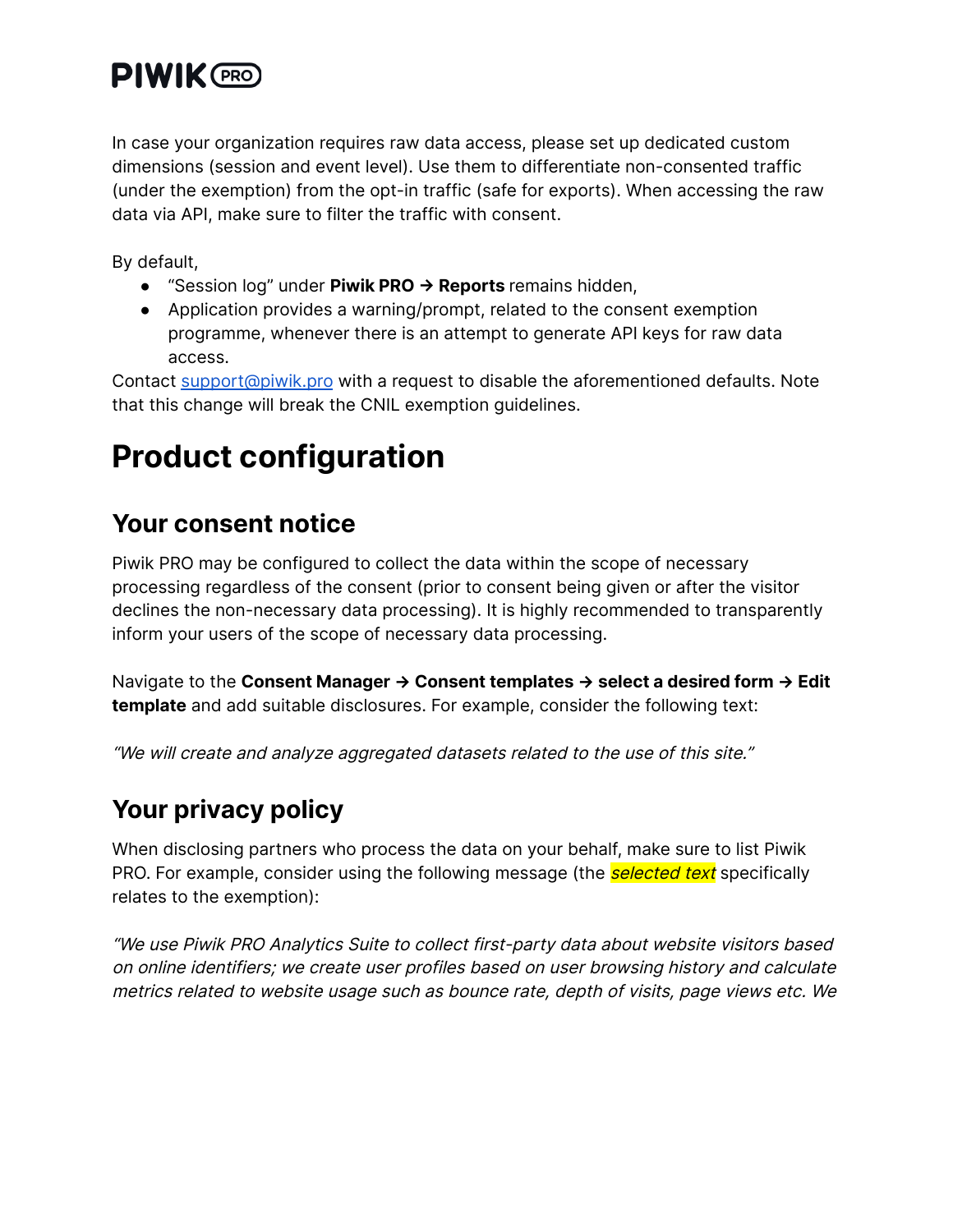In case your organization requires raw data access, please set up dedicated custom dimensions (session and event level). Use them to differentiate non-consented traffic (under the exemption) from the opt-in traffic (safe for exports). When accessing the raw data via API, make sure to filter the traffic with consent.

By default,

- "Session log" under **Piwik PRO → Reports** remains hidden,
- Application provides a warning/prompt, related to the consent exemption programme, whenever there is an attempt to generate API keys for raw data access.

Contact [support@piwik.pro](mailto:support@piwik.pro) with a request to disable the aforementioned defaults. Note that this change will break the CNIL exemption guidelines.

# Product configuration

## Your consent notice

Piwik PRO may be configured to collect the data within the scope of necessary processing regardless of the consent (prior to consent being given or after the visitor declines the non-necessary data processing). It is highly recommended to transparently inform your users of the scope of necessary data processing.

Navigate to the **Consent Manager → Consent templates → select a desired form → Edit template** and add suitable disclosures. For example, consider the following text:

*"We will create and analyze aggregated datasets related to the use of this site."*

## Your privacy policy

When disclosing partners who process the data on your behalf, make sure to list Piwik PRO. For example, consider using the following message (the *selected text* specifically relates to the exemption):

*"We use Piwik PRO Analytics Suite to collect first-party data about website visitors based on online identifiers; we create user profiles based on user browsing history and calculate metrics related to website usage such as bounce rate, depth of visits, page views etc. We*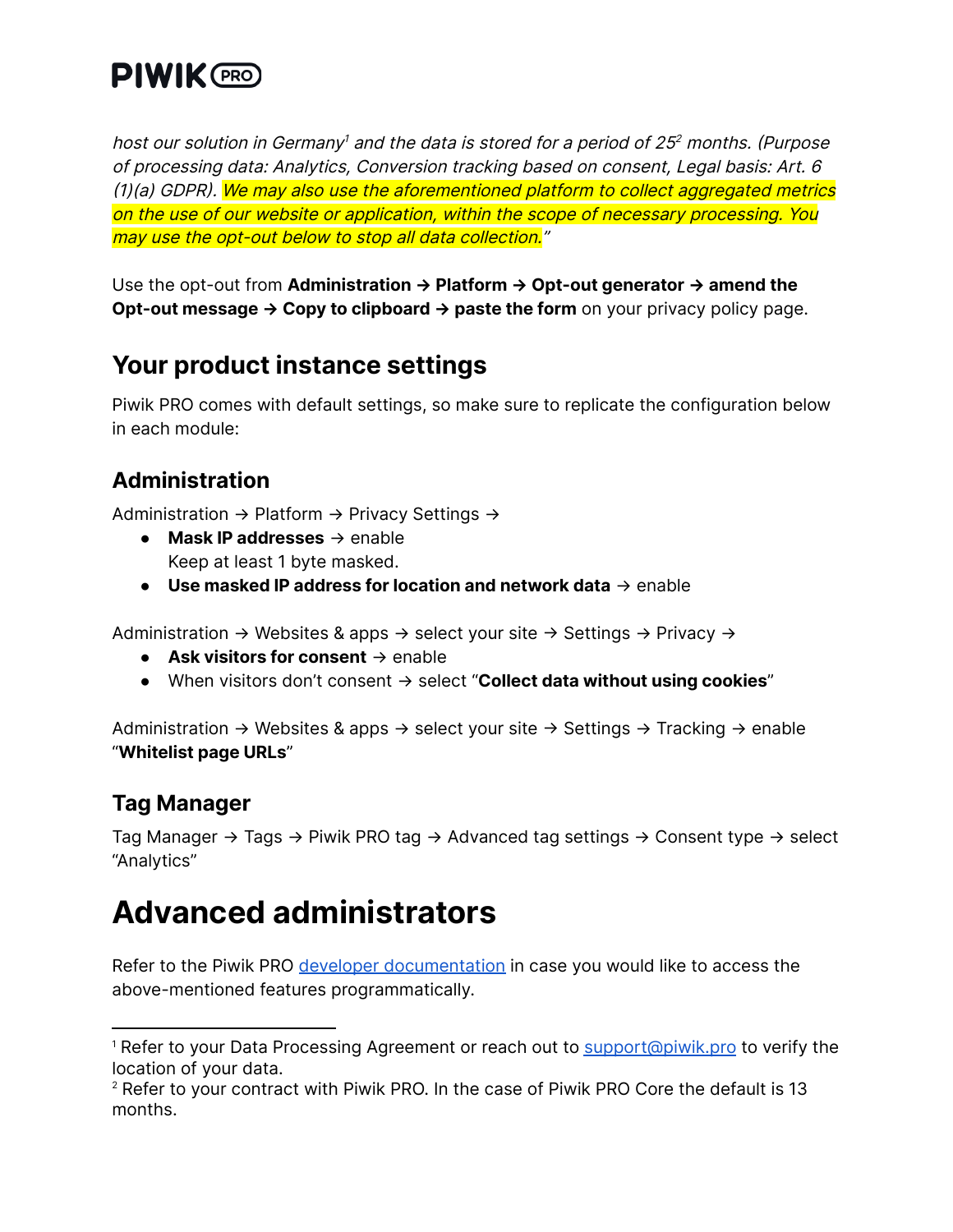*host our solution in Germany[1] and the data is stored for a period of 25[2] months. (Purpose of processing data: Analytics, Conversion tracking based on consent, Legal basis: Art. 6 (1)(a) GDPR). We may also use the aforementioned platform to collect aggregated metrics on the use of our website or application, within the scope of necessary processing. You may use the opt-out below to stop all data collection."*

Use the opt-out from **Administration → Platform → Opt-out generator → amend the Opt-out message → Copy to clipboard → paste the form** on your privacy policy page.

## Your product instance settings

Piwik PRO comes with default settings, so make sure to replicate the configuration below in each module:

### Administration

Administration → Platform → Privacy Settings →

- **Mask IP addresses** → enable
  Keep at least 1 byte masked.
- **Use masked IP address for location and network data** → enable

Administration → Websites & apps → select your site → Settings → Privacy →

- **Ask visitors for consent** → enable
- When visitors don't consent → select "**Collect data without using cookies**"

Administration → Websites & apps → select your site → Settings → Tracking → enable "**Whitelist page URLs**"

### Tag Manager

Tag Manager → Tags → Piwik PRO tag → Advanced tag settings → Consent type → select "Analytics"

# Advanced administrators

Refer to the Piwik PRO [developer documentation](developer documentation) in case you would like to access the above-mentioned features programmatically.

---

[1] Refer to your Data Processing Agreement or reach out to support@piwik.pro to verify the location of your data.

[2] Refer to your contract with Piwik PRO. In the case of Piwik PRO Core the default is 13 months.